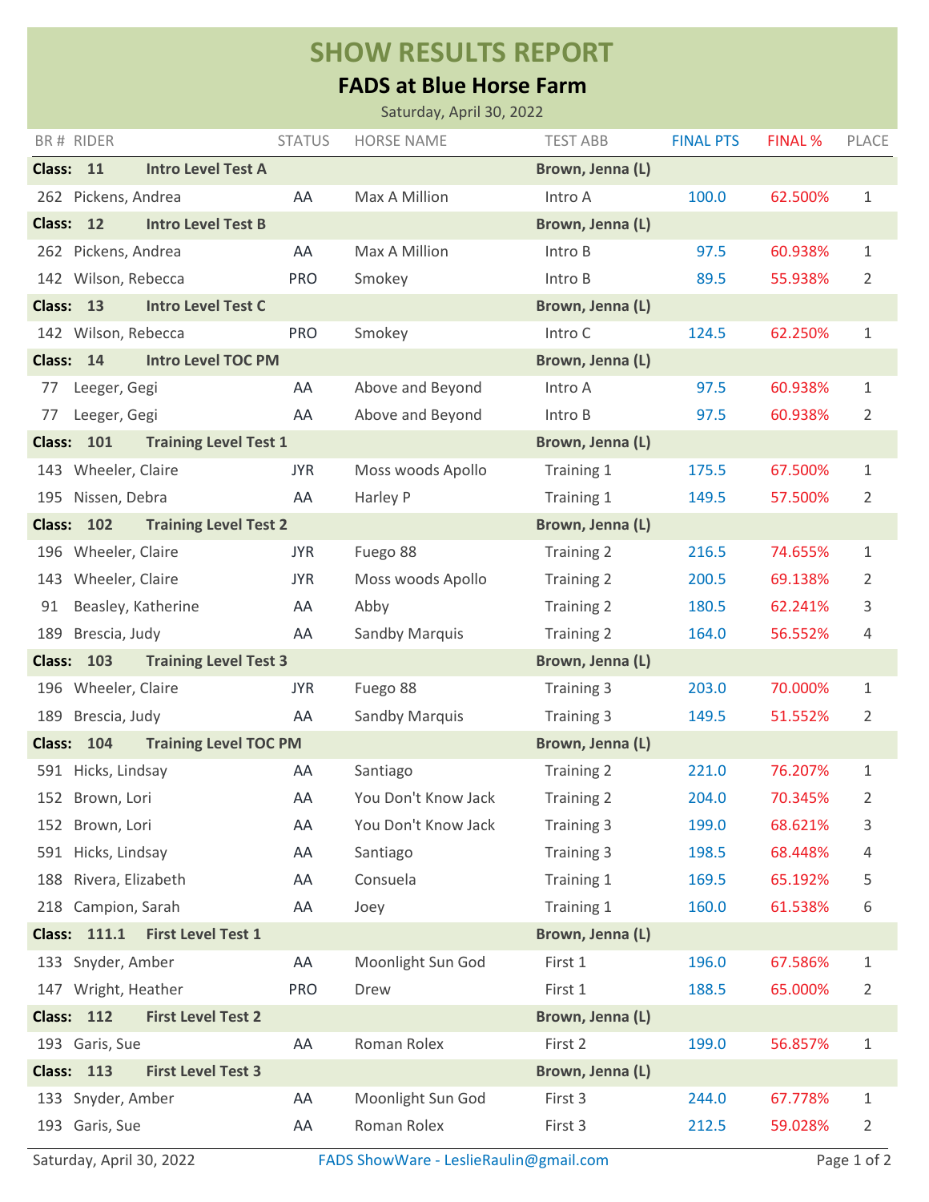# SHOW RESULTS REPORT

## FADS at Blue Horse Farm

Saturday, April 30, 2022

| BR # | RIDER | STATUS | HORSE NAME | TEST ABB | FINAL PTS | FINAL % | PLACE |
|---|---|---|---|---|---|---|---|
| **Class: 11** | **Intro Level Test A** | | | **Brown, Jenna (L)** | | | |
| 262 | Pickens, Andrea | AA | Max A Million | Intro A | 100.0 | 62.500% | 1 |
| **Class: 12** | **Intro Level Test B** | | | **Brown, Jenna (L)** | | | |
| 262 | Pickens, Andrea | AA | Max A Million | Intro B | 97.5 | 60.938% | 1 |
| 142 | Wilson, Rebecca | PRO | Smokey | Intro B | 89.5 | 55.938% | 2 |
| **Class: 13** | **Intro Level Test C** | | | **Brown, Jenna (L)** | | | |
| 142 | Wilson, Rebecca | PRO | Smokey | Intro C | 124.5 | 62.250% | 1 |
| **Class: 14** | **Intro Level TOC PM** | | | **Brown, Jenna (L)** | | | |
| 77 | Leeger, Gegi | AA | Above and Beyond | Intro A | 97.5 | 60.938% | 1 |
| 77 | Leeger, Gegi | AA | Above and Beyond | Intro B | 97.5 | 60.938% | 2 |
| **Class: 101** | **Training Level Test 1** | | | **Brown, Jenna (L)** | | | |
| 143 | Wheeler, Claire | JYR | Moss woods Apollo | Training 1 | 175.5 | 67.500% | 1 |
| 195 | Nissen, Debra | AA | Harley P | Training 1 | 149.5 | 57.500% | 2 |
| **Class: 102** | **Training Level Test 2** | | | **Brown, Jenna (L)** | | | |
| 196 | Wheeler, Claire | JYR | Fuego 88 | Training 2 | 216.5 | 74.655% | 1 |
| 143 | Wheeler, Claire | JYR | Moss woods Apollo | Training 2 | 200.5 | 69.138% | 2 |
| 91 | Beasley, Katherine | AA | Abby | Training 2 | 180.5 | 62.241% | 3 |
| 189 | Brescia, Judy | AA | Sandby Marquis | Training 2 | 164.0 | 56.552% | 4 |
| **Class: 103** | **Training Level Test 3** | | | **Brown, Jenna (L)** | | | |
| 196 | Wheeler, Claire | JYR | Fuego 88 | Training 3 | 203.0 | 70.000% | 1 |
| 189 | Brescia, Judy | AA | Sandby Marquis | Training 3 | 149.5 | 51.552% | 2 |
| **Class: 104** | **Training Level TOC PM** | | | **Brown, Jenna (L)** | | | |
| 591 | Hicks, Lindsay | AA | Santiago | Training 2 | 221.0 | 76.207% | 1 |
| 152 | Brown, Lori | AA | You Don't Know Jack | Training 2 | 204.0 | 70.345% | 2 |
| 152 | Brown, Lori | AA | You Don't Know Jack | Training 3 | 199.0 | 68.621% | 3 |
| 591 | Hicks, Lindsay | AA | Santiago | Training 3 | 198.5 | 68.448% | 4 |
| 188 | Rivera, Elizabeth | AA | Consuela | Training 1 | 169.5 | 65.192% | 5 |
| 218 | Campion, Sarah | AA | Joey | Training 1 | 160.0 | 61.538% | 6 |
| **Class: 111.1** | **First Level Test 1** | | | **Brown, Jenna (L)** | | | |
| 133 | Snyder, Amber | AA | Moonlight Sun God | First 1 | 196.0 | 67.586% | 1 |
| 147 | Wright, Heather | PRO | Drew | First 1 | 188.5 | 65.000% | 2 |
| **Class: 112** | **First Level Test 2** | | | **Brown, Jenna (L)** | | | |
| 193 | Garis, Sue | AA | Roman Rolex | First 2 | 199.0 | 56.857% | 1 |
| **Class: 113** | **First Level Test 3** | | | **Brown, Jenna (L)** | | | |
| 133 | Snyder, Amber | AA | Moonlight Sun God | First 3 | 244.0 | 67.778% | 1 |
| 193 | Garis, Sue | AA | Roman Rolex | First 3 | 212.5 | 59.028% | 2 |

Saturday, April 30, 2022 — FADS ShowWare - LeslieRaulin@gmail.com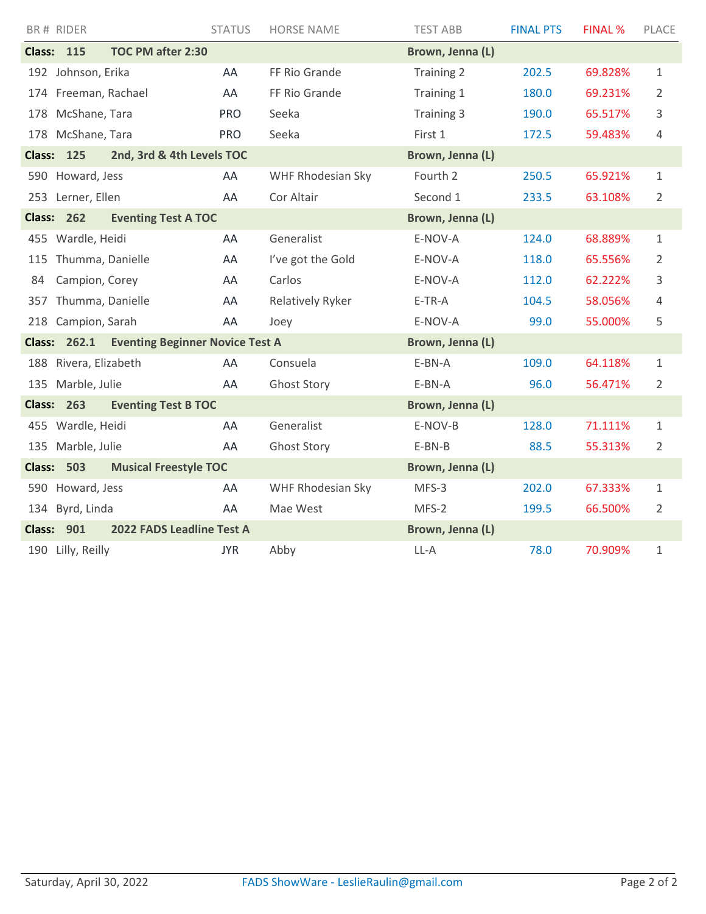| BR # | RIDER | STATUS | HORSE NAME | TEST ABB | FINAL PTS | FINAL % | PLACE |
|---|---|---|---|---|---|---|---|
| **Class: 115** | **TOC PM after 2:30** | | | **Brown, Jenna (L)** | | | |
| 192 | Johnson, Erika | AA | FF Rio Grande | Training 2 | 202.5 | 69.828% | 1 |
| 174 | Freeman, Rachael | AA | FF Rio Grande | Training 1 | 180.0 | 69.231% | 2 |
| 178 | McShane, Tara | PRO | Seeka | Training 3 | 190.0 | 65.517% | 3 |
| 178 | McShane, Tara | PRO | Seeka | First 1 | 172.5 | 59.483% | 4 |
| **Class: 125** | **2nd, 3rd & 4th Levels TOC** | | | **Brown, Jenna (L)** | | | |
| 590 | Howard, Jess | AA | WHF Rhodesian Sky | Fourth 2 | 250.5 | 65.921% | 1 |
| 253 | Lerner, Ellen | AA | Cor Altair | Second 1 | 233.5 | 63.108% | 2 |
| **Class: 262** | **Eventing Test A TOC** | | | **Brown, Jenna (L)** | | | |
| 455 | Wardle, Heidi | AA | Generalist | E-NOV-A | 124.0 | 68.889% | 1 |
| 115 | Thumma, Danielle | AA | I've got the Gold | E-NOV-A | 118.0 | 65.556% | 2 |
| 84 | Campion, Corey | AA | Carlos | E-NOV-A | 112.0 | 62.222% | 3 |
| 357 | Thumma, Danielle | AA | Relatively Ryker | E-TR-A | 104.5 | 58.056% | 4 |
| 218 | Campion, Sarah | AA | Joey | E-NOV-A | 99.0 | 55.000% | 5 |
| **Class: 262.1** | **Eventing Beginner Novice Test A** | | | **Brown, Jenna (L)** | | | |
| 188 | Rivera, Elizabeth | AA | Consuela | E-BN-A | 109.0 | 64.118% | 1 |
| 135 | Marble, Julie | AA | Ghost Story | E-BN-A | 96.0 | 56.471% | 2 |
| **Class: 263** | **Eventing Test B TOC** | | | **Brown, Jenna (L)** | | | |
| 455 | Wardle, Heidi | AA | Generalist | E-NOV-B | 128.0 | 71.111% | 1 |
| 135 | Marble, Julie | AA | Ghost Story | E-BN-B | 88.5 | 55.313% | 2 |
| **Class: 503** | **Musical Freestyle TOC** | | | **Brown, Jenna (L)** | | | |
| 590 | Howard, Jess | AA | WHF Rhodesian Sky | MFS-3 | 202.0 | 67.333% | 1 |
| 134 | Byrd, Linda | AA | Mae West | MFS-2 | 199.5 | 66.500% | 2 |
| **Class: 901** | **2022 FADS Leadline Test A** | | | **Brown, Jenna (L)** | | | |
| 190 | Lilly, Reilly | JYR | Abby | LL-A | 78.0 | 70.909% | 1 |

Saturday, April 30, 2022 FADS ShowWare - LeslieRaulin@gmail.com